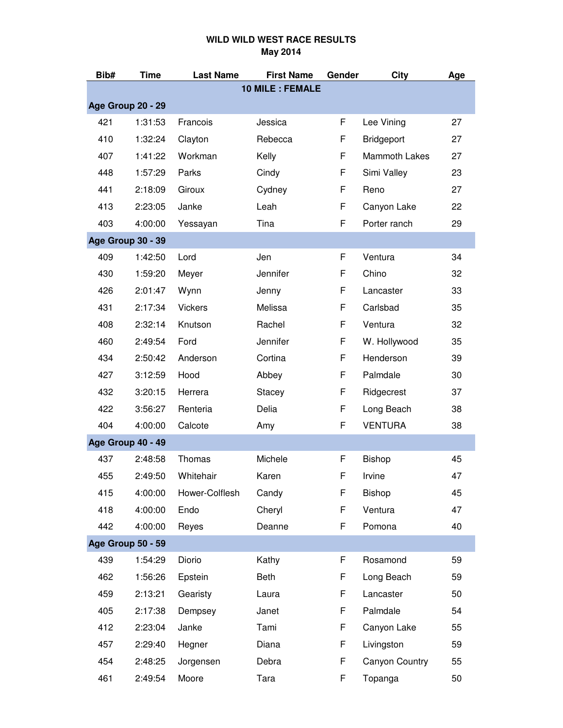# WILD WILD WEST RACE RESULTS
## May 2014

| Bib# | Time | Last Name | First Name | Gender | City | Age |
|---|---|---|---|---|---|---|
| | | | **10 MILE : FEMALE** | | | |
| **Age Group 20 - 29** | | | | | | |
| 421 | 1:31:53 | Francois | Jessica | F | Lee Vining | 27 |
| 410 | 1:32:24 | Clayton | Rebecca | F | Bridgeport | 27 |
| 407 | 1:41:22 | Workman | Kelly | F | Mammoth Lakes | 27 |
| 448 | 1:57:29 | Parks | Cindy | F | Simi Valley | 23 |
| 441 | 2:18:09 | Giroux | Cydney | F | Reno | 27 |
| 413 | 2:23:05 | Janke | Leah | F | Canyon Lake | 22 |
| 403 | 4:00:00 | Yessayan | Tina | F | Porter ranch | 29 |
| **Age Group 30 - 39** | | | | | | |
| 409 | 1:42:50 | Lord | Jen | F | Ventura | 34 |
| 430 | 1:59:20 | Meyer | Jennifer | F | Chino | 32 |
| 426 | 2:01:47 | Wynn | Jenny | F | Lancaster | 33 |
| 431 | 2:17:34 | Vickers | Melissa | F | Carlsbad | 35 |
| 408 | 2:32:14 | Knutson | Rachel | F | Ventura | 32 |
| 460 | 2:49:54 | Ford | Jennifer | F | W. Hollywood | 35 |
| 434 | 2:50:42 | Anderson | Cortina | F | Henderson | 39 |
| 427 | 3:12:59 | Hood | Abbey | F | Palmdale | 30 |
| 432 | 3:20:15 | Herrera | Stacey | F | Ridgecrest | 37 |
| 422 | 3:56:27 | Renteria | Delia | F | Long Beach | 38 |
| 404 | 4:00:00 | Calcote | Amy | F | VENTURA | 38 |
| **Age Group 40 - 49** | | | | | | |
| 437 | 2:48:58 | Thomas | Michele | F | Bishop | 45 |
| 455 | 2:49:50 | Whitehair | Karen | F | Irvine | 47 |
| 415 | 4:00:00 | Hower-Colflesh | Candy | F | Bishop | 45 |
| 418 | 4:00:00 | Endo | Cheryl | F | Ventura | 47 |
| 442 | 4:00:00 | Reyes | Deanne | F | Pomona | 40 |
| **Age Group 50 - 59** | | | | | | |
| 439 | 1:54:29 | Diorio | Kathy | F | Rosamond | 59 |
| 462 | 1:56:26 | Epstein | Beth | F | Long Beach | 59 |
| 459 | 2:13:21 | Gearisty | Laura | F | Lancaster | 50 |
| 405 | 2:17:38 | Dempsey | Janet | F | Palmdale | 54 |
| 412 | 2:23:04 | Janke | Tami | F | Canyon Lake | 55 |
| 457 | 2:29:40 | Hegner | Diana | F | Livingston | 59 |
| 454 | 2:48:25 | Jorgensen | Debra | F | Canyon Country | 55 |
| 461 | 2:49:54 | Moore | Tara | F | Topanga | 50 |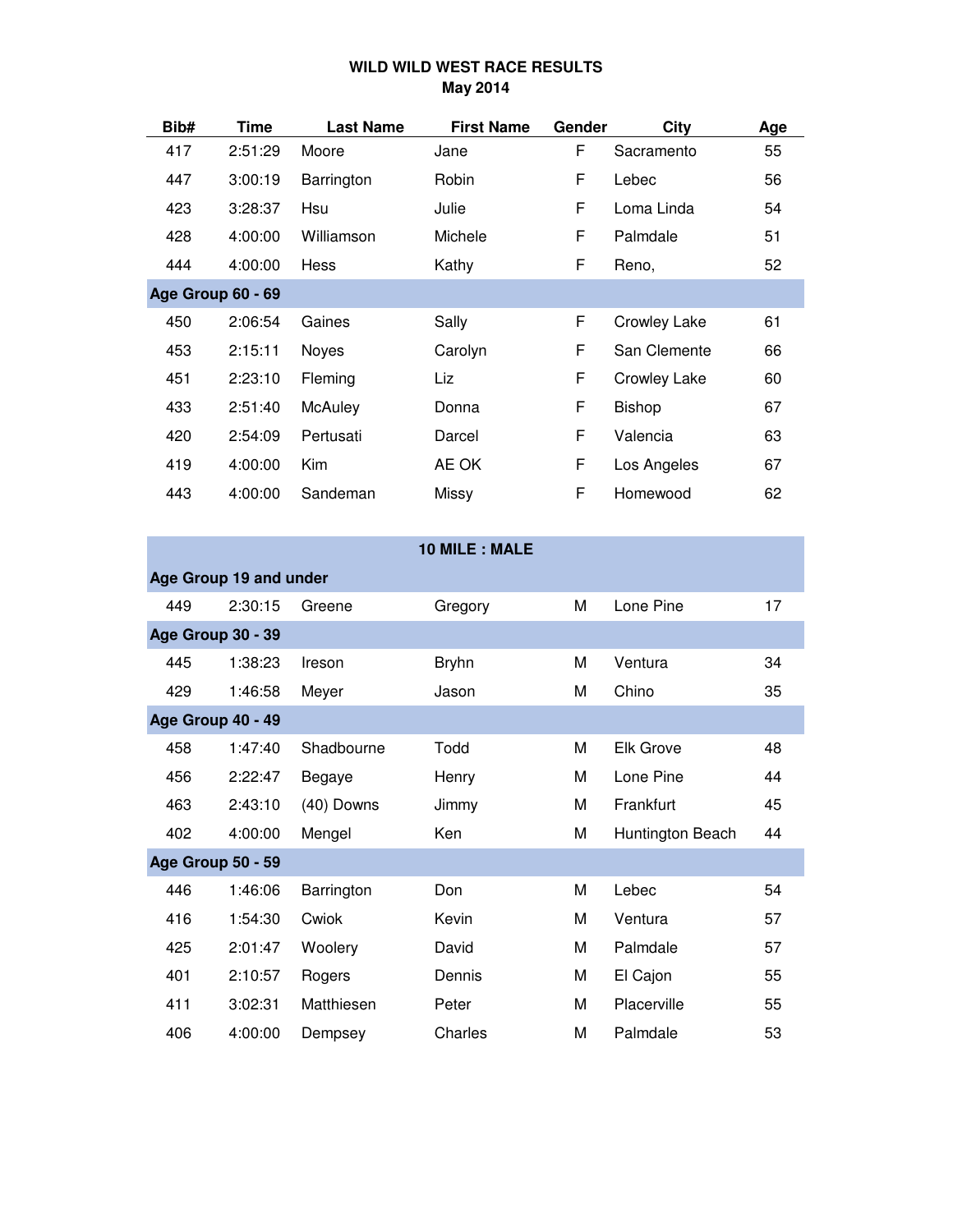## WILD WILD WEST RACE RESULTS
### May 2014

| Bib# | Time | Last Name | First Name | Gender | City | Age |
|---|---|---|---|---|---|---|
| 417 | 2:51:29 | Moore | Jane | F | Sacramento | 55 |
| 447 | 3:00:19 | Barrington | Robin | F | Lebec | 56 |
| 423 | 3:28:37 | Hsu | Julie | F | Loma Linda | 54 |
| 428 | 4:00:00 | Williamson | Michele | F | Palmdale | 51 |
| 444 | 4:00:00 | Hess | Kathy | F | Reno, | 52 |
| **Age Group 60 - 69** | | | | | | |
| 450 | 2:06:54 | Gaines | Sally | F | Crowley Lake | 61 |
| 453 | 2:15:11 | Noyes | Carolyn | F | San Clemente | 66 |
| 451 | 2:23:10 | Fleming | Liz | F | Crowley Lake | 60 |
| 433 | 2:51:40 | McAuley | Donna | F | Bishop | 67 |
| 420 | 2:54:09 | Pertusati | Darcel | F | Valencia | 63 |
| 419 | 4:00:00 | Kim | AE OK | F | Los Angeles | 67 |
| 443 | 4:00:00 | Sandeman | Missy | F | Homewood | 62 |

| **10 MILE : MALE** | | | | | | |
|---|---|---|---|---|---|---|
| **Age Group 19 and under** | | | | | | |
| 449 | 2:30:15 | Greene | Gregory | M | Lone Pine | 17 |
| **Age Group 30 - 39** | | | | | | |
| 445 | 1:38:23 | Ireson | Bryhn | M | Ventura | 34 |
| 429 | 1:46:58 | Meyer | Jason | M | Chino | 35 |
| **Age Group 40 - 49** | | | | | | |
| 458 | 1:47:40 | Shadbourne | Todd | M | Elk Grove | 48 |
| 456 | 2:22:47 | Begaye | Henry | M | Lone Pine | 44 |
| 463 | 2:43:10 | (40) Downs | Jimmy | M | Frankfurt | 45 |
| 402 | 4:00:00 | Mengel | Ken | M | Huntington Beach | 44 |
| **Age Group 50 - 59** | | | | | | |
| 446 | 1:46:06 | Barrington | Don | M | Lebec | 54 |
| 416 | 1:54:30 | Cwiok | Kevin | M | Ventura | 57 |
| 425 | 2:01:47 | Woolery | David | M | Palmdale | 57 |
| 401 | 2:10:57 | Rogers | Dennis | M | El Cajon | 55 |
| 411 | 3:02:31 | Matthiesen | Peter | M | Placerville | 55 |
| 406 | 4:00:00 | Dempsey | Charles | M | Palmdale | 53 |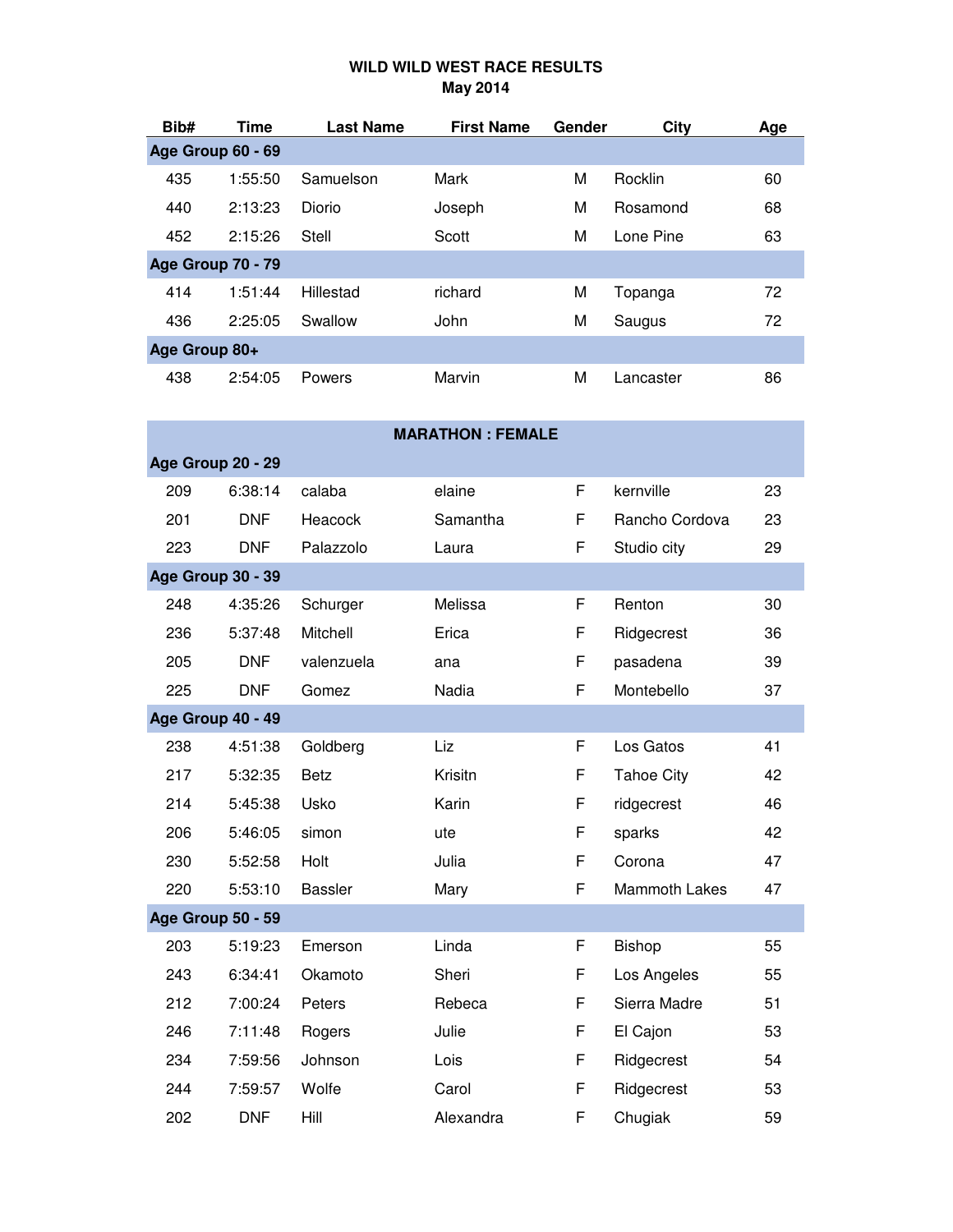# WILD WILD WEST RACE RESULTS
## May 2014

| Bib# | Time | Last Name | First Name | Gender | City | Age |
|---|---|---|---|---|---|---|
| **Age Group 60 - 69** | | | | | | |
| 435 | 1:55:50 | Samuelson | Mark | M | Rocklin | 60 |
| 440 | 2:13:23 | Diorio | Joseph | M | Rosamond | 68 |
| 452 | 2:15:26 | Stell | Scott | M | Lone Pine | 63 |
| **Age Group 70 - 79** | | | | | | |
| 414 | 1:51:44 | Hillestad | richard | M | Topanga | 72 |
| 436 | 2:25:05 | Swallow | John | M | Saugus | 72 |
| **Age Group 80+** | | | | | | |
| 438 | 2:54:05 | Powers | Marvin | M | Lancaster | 86 |

**MARATHON : FEMALE**

| Bib# | Time | Last Name | First Name | Gender | City | Age |
|---|---|---|---|---|---|---|
| **Age Group 20 - 29** | | | | | | |
| 209 | 6:38:14 | calaba | elaine | F | kernville | 23 |
| 201 | DNF | Heacock | Samantha | F | Rancho Cordova | 23 |
| 223 | DNF | Palazzolo | Laura | F | Studio city | 29 |
| **Age Group 30 - 39** | | | | | | |
| 248 | 4:35:26 | Schurger | Melissa | F | Renton | 30 |
| 236 | 5:37:48 | Mitchell | Erica | F | Ridgecrest | 36 |
| 205 | DNF | valenzuela | ana | F | pasadena | 39 |
| 225 | DNF | Gomez | Nadia | F | Montebello | 37 |
| **Age Group 40 - 49** | | | | | | |
| 238 | 4:51:38 | Goldberg | Liz | F | Los Gatos | 41 |
| 217 | 5:32:35 | Betz | Krisitn | F | Tahoe City | 42 |
| 214 | 5:45:38 | Usko | Karin | F | ridgecrest | 46 |
| 206 | 5:46:05 | simon | ute | F | sparks | 42 |
| 230 | 5:52:58 | Holt | Julia | F | Corona | 47 |
| 220 | 5:53:10 | Bassler | Mary | F | Mammoth Lakes | 47 |
| **Age Group 50 - 59** | | | | | | |
| 203 | 5:19:23 | Emerson | Linda | F | Bishop | 55 |
| 243 | 6:34:41 | Okamoto | Sheri | F | Los Angeles | 55 |
| 212 | 7:00:24 | Peters | Rebeca | F | Sierra Madre | 51 |
| 246 | 7:11:48 | Rogers | Julie | F | El Cajon | 53 |
| 234 | 7:59:56 | Johnson | Lois | F | Ridgecrest | 54 |
| 244 | 7:59:57 | Wolfe | Carol | F | Ridgecrest | 53 |
| 202 | DNF | Hill | Alexandra | F | Chugiak | 59 |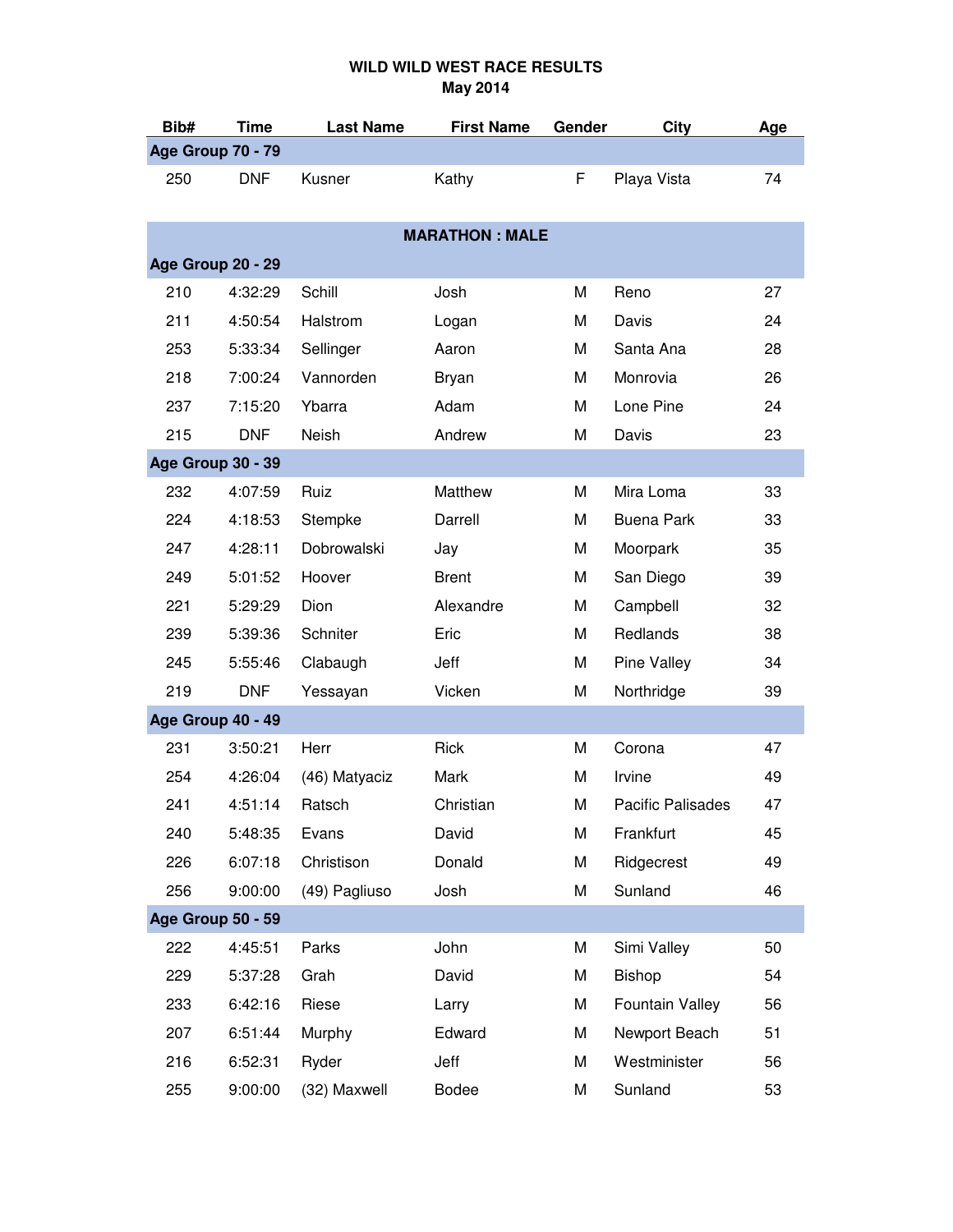**WILD WILD WEST RACE RESULTS**
**May 2014**

| Bib# | Time | Last Name | First Name | Gender | City | Age |
|---|---|---|---|---|---|---|
| **Age Group 70 - 79** | | | | | | |
| 250 | DNF | Kusner | Kathy | F | Playa Vista | 74 |
| | | | | | | |
| **MARATHON : MALE** | | | | | | |
| **Age Group 20 - 29** | | | | | | |
| 210 | 4:32:29 | Schill | Josh | M | Reno | 27 |
| 211 | 4:50:54 | Halstrom | Logan | M | Davis | 24 |
| 253 | 5:33:34 | Sellinger | Aaron | M | Santa Ana | 28 |
| 218 | 7:00:24 | Vannorden | Bryan | M | Monrovia | 26 |
| 237 | 7:15:20 | Ybarra | Adam | M | Lone Pine | 24 |
| 215 | DNF | Neish | Andrew | M | Davis | 23 |
| **Age Group 30 - 39** | | | | | | |
| 232 | 4:07:59 | Ruiz | Matthew | M | Mira Loma | 33 |
| 224 | 4:18:53 | Stempke | Darrell | M | Buena Park | 33 |
| 247 | 4:28:11 | Dobrowalski | Jay | M | Moorpark | 35 |
| 249 | 5:01:52 | Hoover | Brent | M | San Diego | 39 |
| 221 | 5:29:29 | Dion | Alexandre | M | Campbell | 32 |
| 239 | 5:39:36 | Schniter | Eric | M | Redlands | 38 |
| 245 | 5:55:46 | Clabaugh | Jeff | M | Pine Valley | 34 |
| 219 | DNF | Yessayan | Vicken | M | Northridge | 39 |
| **Age Group 40 - 49** | | | | | | |
| 231 | 3:50:21 | Herr | Rick | M | Corona | 47 |
| 254 | 4:26:04 | (46) Matyaciz | Mark | M | Irvine | 49 |
| 241 | 4:51:14 | Ratsch | Christian | M | Pacific Palisades | 47 |
| 240 | 5:48:35 | Evans | David | M | Frankfurt | 45 |
| 226 | 6:07:18 | Christison | Donald | M | Ridgecrest | 49 |
| 256 | 9:00:00 | (49) Pagliuso | Josh | M | Sunland | 46 |
| **Age Group 50 - 59** | | | | | | |
| 222 | 4:45:51 | Parks | John | M | Simi Valley | 50 |
| 229 | 5:37:28 | Grah | David | M | Bishop | 54 |
| 233 | 6:42:16 | Riese | Larry | M | Fountain Valley | 56 |
| 207 | 6:51:44 | Murphy | Edward | M | Newport Beach | 51 |
| 216 | 6:52:31 | Ryder | Jeff | M | Westminister | 56 |
| 255 | 9:00:00 | (32) Maxwell | Bodee | M | Sunland | 53 |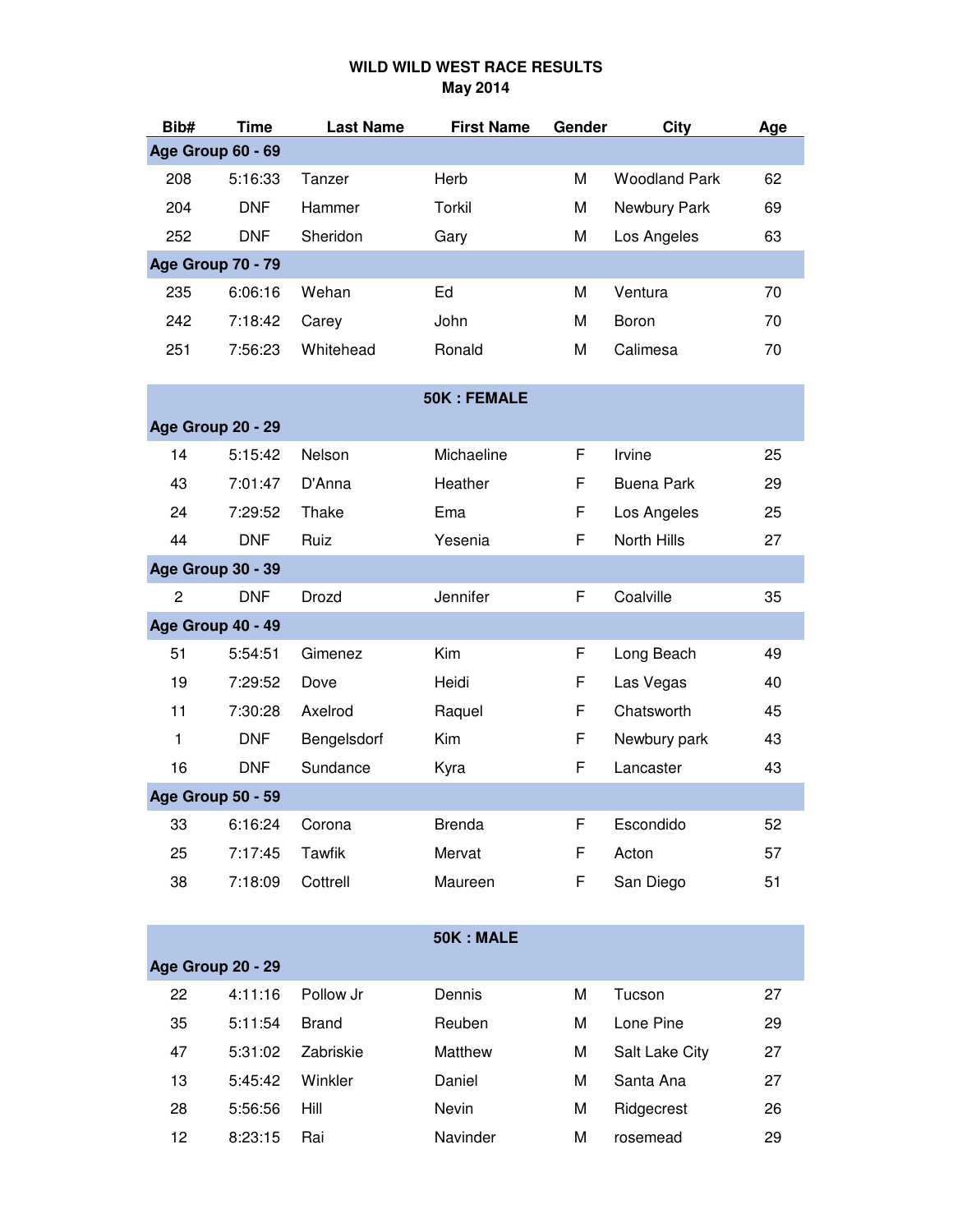## WILD WILD WEST RACE RESULTS
**May 2014**

| Bib# | Time | Last Name | First Name | Gender | City | Age |
|---|---|---|---|---|---|---|
| **Age Group 60 - 69** | | | | | | |
| 208 | 5:16:33 | Tanzer | Herb | M | Woodland Park | 62 |
| 204 | DNF | Hammer | Torkil | M | Newbury Park | 69 |
| 252 | DNF | Sheridon | Gary | M | Los Angeles | 63 |
| **Age Group 70 - 79** | | | | | | |
| 235 | 6:06:16 | Wehan | Ed | M | Ventura | 70 |
| 242 | 7:18:42 | Carey | John | M | Boron | 70 |
| 251 | 7:56:23 | Whitehead | Ronald | M | Calimesa | 70 |

### 50K : FEMALE

| Bib# | Time | Last Name | First Name | Gender | City | Age |
|---|---|---|---|---|---|---|
| **Age Group 20 - 29** | | | | | | |
| 14 | 5:15:42 | Nelson | Michaeline | F | Irvine | 25 |
| 43 | 7:01:47 | D'Anna | Heather | F | Buena Park | 29 |
| 24 | 7:29:52 | Thake | Ema | F | Los Angeles | 25 |
| 44 | DNF | Ruiz | Yesenia | F | North Hills | 27 |
| **Age Group 30 - 39** | | | | | | |
| 2 | DNF | Drozd | Jennifer | F | Coalville | 35 |
| **Age Group 40 - 49** | | | | | | |
| 51 | 5:54:51 | Gimenez | Kim | F | Long Beach | 49 |
| 19 | 7:29:52 | Dove | Heidi | F | Las Vegas | 40 |
| 11 | 7:30:28 | Axelrod | Raquel | F | Chatsworth | 45 |
| 1 | DNF | Bengelsdorf | Kim | F | Newbury park | 43 |
| 16 | DNF | Sundance | Kyra | F | Lancaster | 43 |
| **Age Group 50 - 59** | | | | | | |
| 33 | 6:16:24 | Corona | Brenda | F | Escondido | 52 |
| 25 | 7:17:45 | Tawfik | Mervat | F | Acton | 57 |
| 38 | 7:18:09 | Cottrell | Maureen | F | San Diego | 51 |

### 50K : MALE

| Bib# | Time | Last Name | First Name | Gender | City | Age |
|---|---|---|---|---|---|---|
| **Age Group 20 - 29** | | | | | | |
| 22 | 4:11:16 | Pollow Jr | Dennis | M | Tucson | 27 |
| 35 | 5:11:54 | Brand | Reuben | M | Lone Pine | 29 |
| 47 | 5:31:02 | Zabriskie | Matthew | M | Salt Lake City | 27 |
| 13 | 5:45:42 | Winkler | Daniel | M | Santa Ana | 27 |
| 28 | 5:56:56 | Hill | Nevin | M | Ridgecrest | 26 |
| 12 | 8:23:15 | Rai | Navinder | M | rosemead | 29 |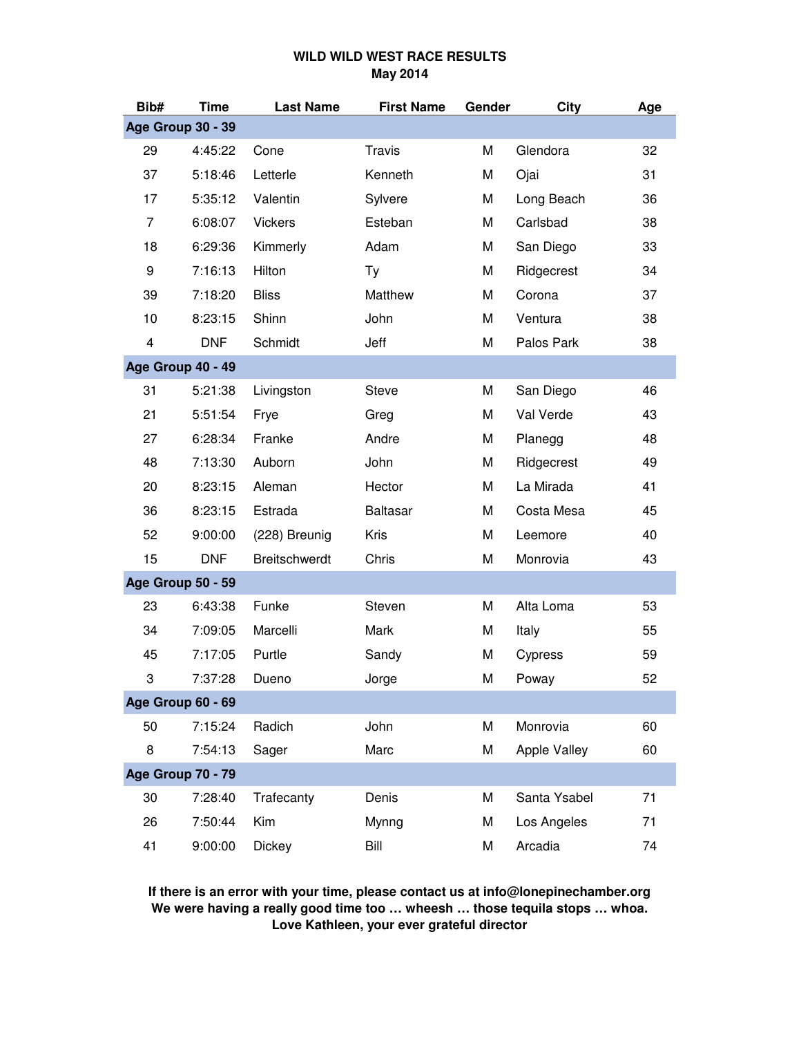# WILD WILD WEST RACE RESULTS
## May 2014

| Bib# | Time | Last Name | First Name | Gender | City | Age |
|---|---|---|---|---|---|---|
| **Age Group 30 - 39** | | | | | | |
| 29 | 4:45:22 | Cone | Travis | M | Glendora | 32 |
| 37 | 5:18:46 | Letterle | Kenneth | M | Ojai | 31 |
| 17 | 5:35:12 | Valentin | Sylvere | M | Long Beach | 36 |
| 7 | 6:08:07 | Vickers | Esteban | M | Carlsbad | 38 |
| 18 | 6:29:36 | Kimmerly | Adam | M | San Diego | 33 |
| 9 | 7:16:13 | Hilton | Ty | M | Ridgecrest | 34 |
| 39 | 7:18:20 | Bliss | Matthew | M | Corona | 37 |
| 10 | 8:23:15 | Shinn | John | M | Ventura | 38 |
| 4 | DNF | Schmidt | Jeff | M | Palos Park | 38 |
| **Age Group 40 - 49** | | | | | | |
| 31 | 5:21:38 | Livingston | Steve | M | San Diego | 46 |
| 21 | 5:51:54 | Frye | Greg | M | Val Verde | 43 |
| 27 | 6:28:34 | Franke | Andre | M | Planegg | 48 |
| 48 | 7:13:30 | Auborn | John | M | Ridgecrest | 49 |
| 20 | 8:23:15 | Aleman | Hector | M | La Mirada | 41 |
| 36 | 8:23:15 | Estrada | Baltasar | M | Costa Mesa | 45 |
| 52 | 9:00:00 | (228) Breunig | Kris | M | Leemore | 40 |
| 15 | DNF | Breitschwerdt | Chris | M | Monrovia | 43 |
| **Age Group 50 - 59** | | | | | | |
| 23 | 6:43:38 | Funke | Steven | M | Alta Loma | 53 |
| 34 | 7:09:05 | Marcelli | Mark | M | Italy | 55 |
| 45 | 7:17:05 | Purtle | Sandy | M | Cypress | 59 |
| 3 | 7:37:28 | Dueno | Jorge | M | Poway | 52 |
| **Age Group 60 - 69** | | | | | | |
| 50 | 7:15:24 | Radich | John | M | Monrovia | 60 |
| 8 | 7:54:13 | Sager | Marc | M | Apple Valley | 60 |
| **Age Group 70 - 79** | | | | | | |
| 30 | 7:28:40 | Trafecanty | Denis | M | Santa Ysabel | 71 |
| 26 | 7:50:44 | Kim | Mynng | M | Los Angeles | 71 |
| 41 | 9:00:00 | Dickey | Bill | M | Arcadia | 74 |

**If there is an error with your time, please contact us at info@lonepinechamber.org**
**We were having a really good time too … wheesh … those tequila stops … whoa.**
**Love Kathleen, your ever grateful director**